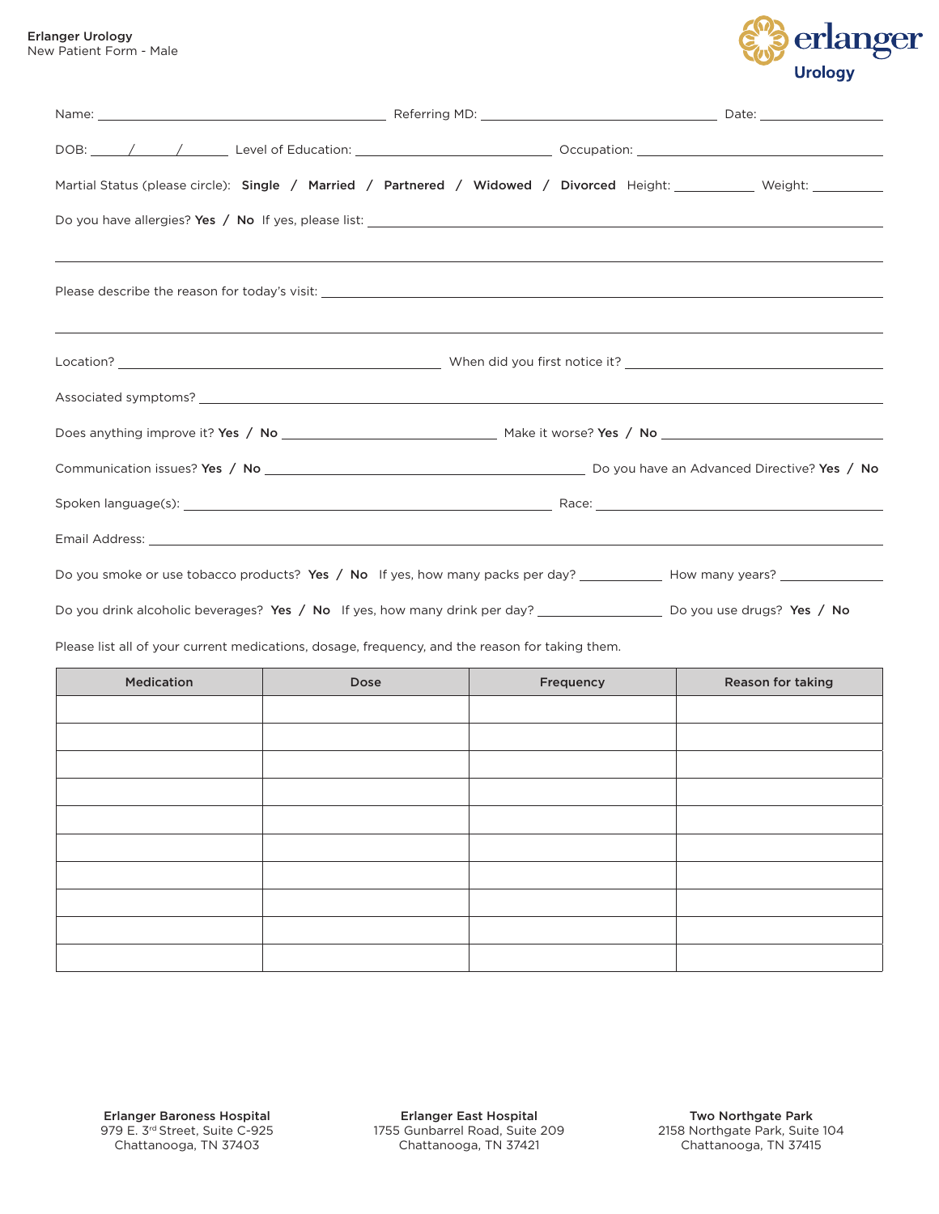**Erlanger Urology**
New Patient Form - Male

erlanger Urology

Name: ______________________ Referring MD: ______________________ Date: ____________

DOB: ____/____/____ Level of Education: ______________________ Occupation: ______________________

Martial Status (please circle): **Single** / **Married** / **Partnered** / **Widowed** / **Divorced** Height: ________ Weight: ________

Do you have allergies? **Yes** / **No** If yes, please list: ______________________________________________

______________________________________________________________________

Please describe the reason for today's visit: ______________________________________________

______________________________________________________________________

Location? ______________________ When did you first notice it? ______________________

Associated symptoms? ______________________________________________

Does anything improve it? **Yes** / **No** ______________________ Make it worse? **Yes** / **No** ______________________

Communication issues? **Yes** / **No** ______________________ Do you have an Advanced Directive? **Yes** / **No**

Spoken language(s): ______________________ Race: ______________________

Email Address: ______________________________________________

Do you smoke or use tobacco products? **Yes** / **No** If yes, how many packs per day? ________ How many years? ________

Do you drink alcoholic beverages? **Yes** / **No** If yes, how many drink per day? ________ Do you use drugs? **Yes** / **No**

Please list all of your current medications, dosage, frequency, and the reason for taking them.

| Medication | Dose | Frequency | Reason for taking |
|---|---|---|---|
| | | | |
| | | | |
| | | | |
| | | | |
| | | | |
| | | | |
| | | | |
| | | | |
| | | | |
| | | | |

**Erlanger Baroness Hospital**
979 E. 3rd Street, Suite C-925
Chattanooga, TN 37403

**Erlanger East Hospital**
1755 Gunbarrel Road, Suite 209
Chattanooga, TN 37421

**Two Northgate Park**
2158 Northgate Park, Suite 104
Chattanooga, TN 37415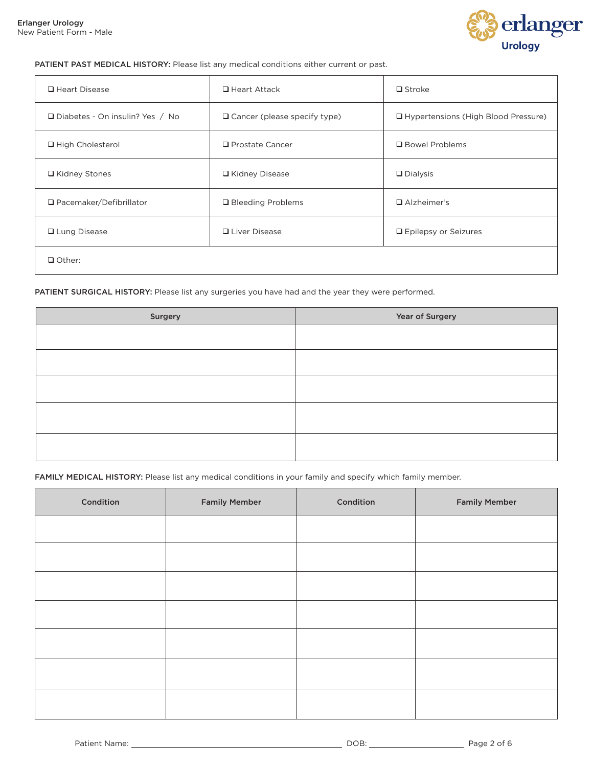**PATIENT PAST MEDICAL HISTORY:** Please list any medical conditions either current or past.

| | | |
|---|---|---|
| ❑ Heart Disease | ❑ Heart Attack | ❑ Stroke |
| ❑ Diabetes - On insulin? Yes / No | ❑ Cancer (please specify type) | ❑ Hypertensions (High Blood Pressure) |
| ❑ High Cholesterol | ❑ Prostate Cancer | ❑ Bowel Problems |
| ❑ Kidney Stones | ❑ Kidney Disease | ❑ Dialysis |
| ❑ Pacemaker/Defibrillator | ❑ Bleeding Problems | ❑ Alzheimer's |
| ❑ Lung Disease | ❑ Liver Disease | ❑ Epilepsy or Seizures |
| ❑ Other: | | |

**PATIENT SURGICAL HISTORY:** Please list any surgeries you have had and the year they were performed.

| Surgery | Year of Surgery |
|---|---|
| | |
| | |
| | |
| | |
| | |

**FAMILY MEDICAL HISTORY:** Please list any medical conditions in your family and specify which family member.

| Condition | Family Member | Condition | Family Member |
|---|---|---|---|
| | | | |
| | | | |
| | | | |
| | | | |
| | | | |
| | | | |
| | | | |

Patient Name: ______________________ DOB: ____________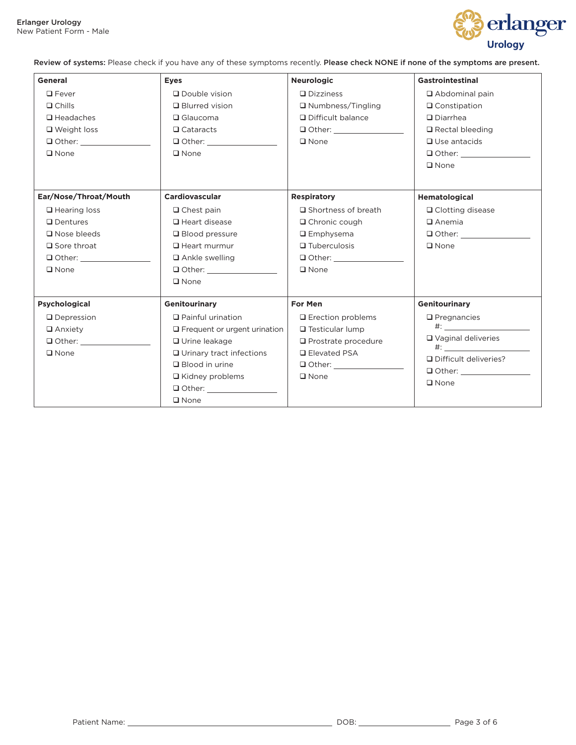**Review of systems:** Please check if you have any of these symptoms recently. **Please check NONE if none of the symptoms are present.**

| **General** | **Eyes** | **Neurologic** | **Gastrointestinal** |
|---|---|---|---|
| ❑ Fever<br>❑ Chills<br>❑ Headaches<br>❑ Weight loss<br>❑ Other: ______________<br>❑ None | ❑ Double vision<br>❑ Blurred vision<br>❑ Glaucoma<br>❑ Cataracts<br>❑ Other: ______________<br>❑ None | ❑ Dizziness<br>❑ Numbness/Tingling<br>❑ Difficult balance<br>❑ Other: ______________<br>❑ None | ❑ Abdominal pain<br>❑ Constipation<br>❑ Diarrhea<br>❑ Rectal bleeding<br>❑ Use antacids<br>❑ Other: ______________<br>❑ None |
| **Ear/Nose/Throat/Mouth** | **Cardiovascular** | **Respiratory** | **Hematological** |
| ❑ Hearing loss<br>❑ Dentures<br>❑ Nose bleeds<br>❑ Sore throat<br>❑ Other: ______________<br>❑ None | ❑ Chest pain<br>❑ Heart disease<br>❑ Blood pressure<br>❑ Heart murmur<br>❑ Ankle swelling<br>❑ Other: ______________<br>❑ None | ❑ Shortness of breath<br>❑ Chronic cough<br>❑ Emphysema<br>❑ Tuberculosis<br>❑ Other: ______________<br>❑ None | ❑ Clotting disease<br>❑ Anemia<br>❑ Other: ______________<br>❑ None |
| **Psychological** | **Genitourinary** | **For Men** | **Genitourinary** |
| ❑ Depression<br>❑ Anxiety<br>❑ Other: ______________<br>❑ None | ❑ Painful urination<br>❑ Frequent or urgent urination<br>❑ Urine leakage<br>❑ Urinary tract infections<br>❑ Blood in urine<br>❑ Kidney problems<br>❑ Other: ______________<br>❑ None | ❑ Erection problems<br>❑ Testicular lump<br>❑ Prostrate procedure<br>❑ Elevated PSA<br>❑ Other: ______________<br>❑ None | ❑ Pregnancies<br>#: ______________<br>❑ Vaginal deliveries<br>#: ______________<br>❑ Difficult deliveries?<br>❑ Other: ______________<br>❑ None |

Patient Name: ________________________________________ DOB: ____________________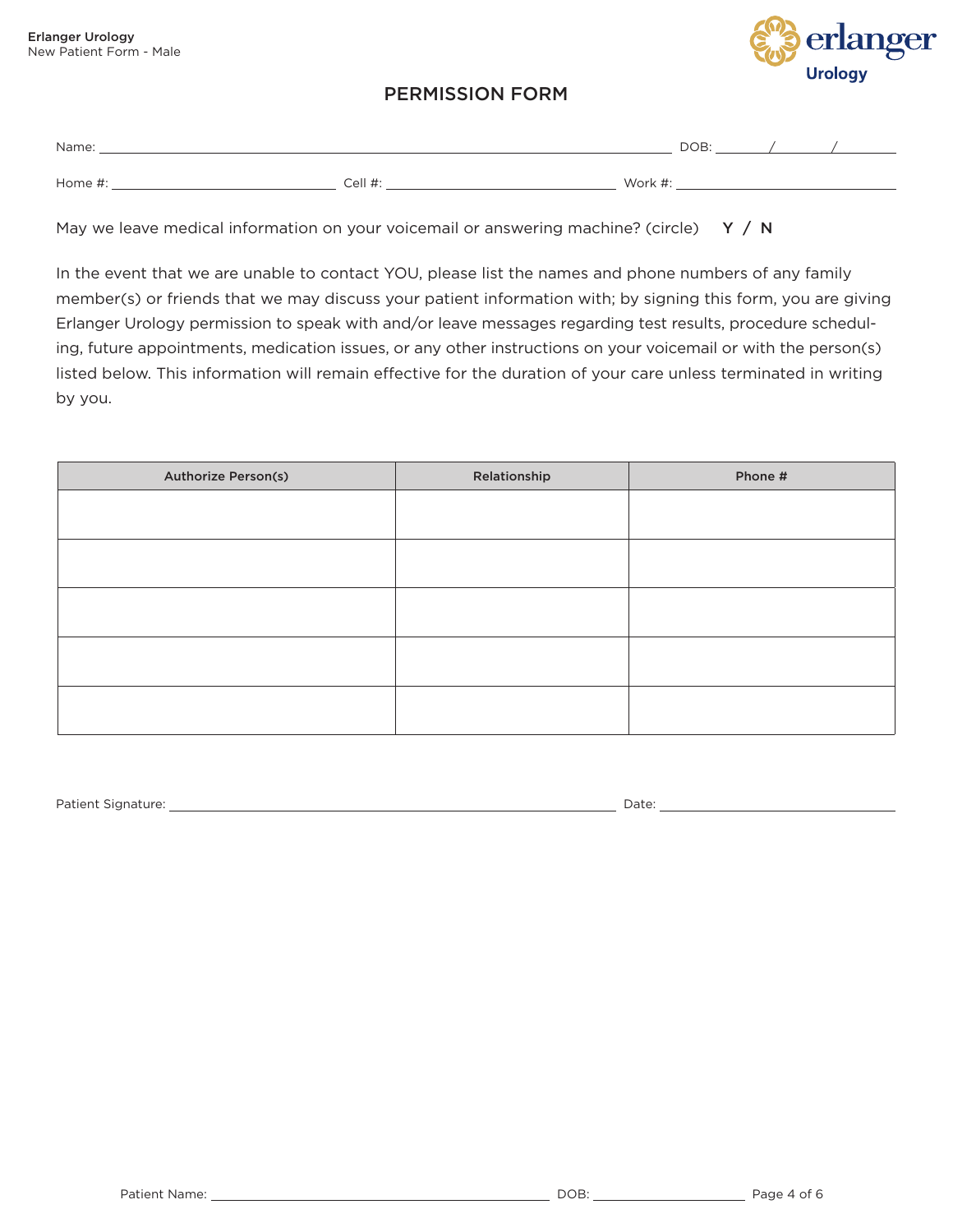# PERMISSION FORM

Name: ______________________________________________ DOB: ______/______/______

Home #: ____________________ Cell #: ____________________ Work #: ____________________

May we leave medical information on your voicemail or answering machine? (circle) **Y / N**

In the event that we are unable to contact YOU, please list the names and phone numbers of any family member(s) or friends that we may discuss your patient information with; by signing this form, you are giving Erlanger Urology permission to speak with and/or leave messages regarding test results, procedure scheduling, future appointments, medication issues, or any other instructions on your voicemail or with the person(s) listed below. This information will remain effective for the duration of your care unless terminated in writing by you.

| Authorize Person(s) | Relationship | Phone # |
| --- | --- | --- |
| | | |
| | | |
| | | |
| | | |
| | | |

Patient Signature: ______________________________________________ Date: ____________________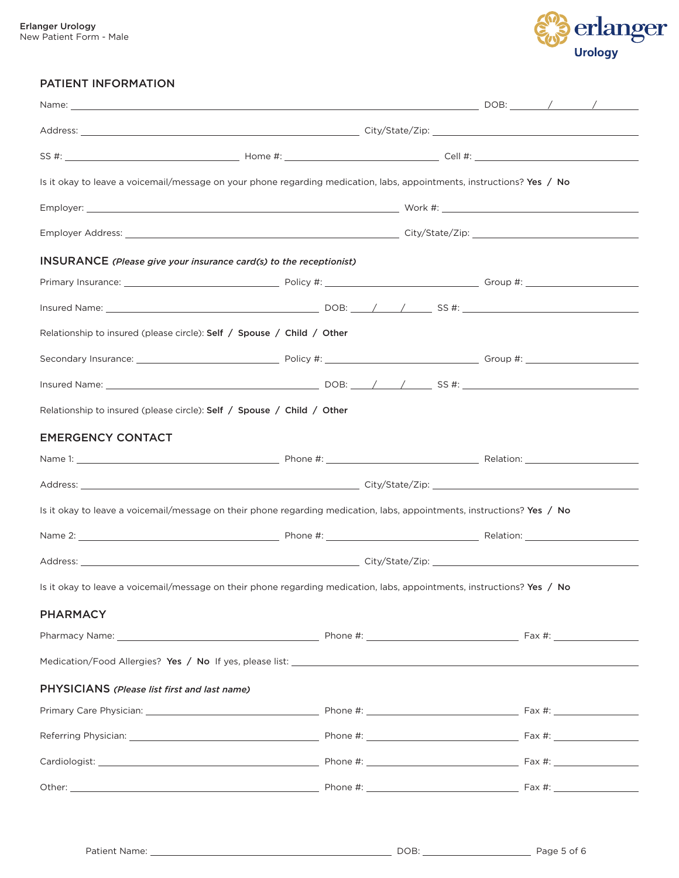## PATIENT INFORMATION

Name: ______________________________ DOB: ____/____/____

Address: ______________________________ City/State/Zip: ______________________________

SS #: ______________________________ Home #: ______________________________ Cell #: ______________________________

Is it okay to leave a voicemail/message on your phone regarding medication, labs, appointments, instructions? **Yes / No**

Employer: ______________________________ Work #: ______________________________

Employer Address: ______________________________ City/State/Zip: ______________________________

## INSURANCE *(Please give your insurance card(s) to the receptionist)*

Primary Insurance: ______________________________ Policy #: ______________________________ Group #: ______________________________

Insured Name: ______________________________ DOB: ____/____/____ SS #: ______________________________

Relationship to insured (please circle): **Self / Spouse / Child / Other**

Secondary Insurance: ______________________________ Policy #: ______________________________ Group #: ______________________________

Insured Name: ______________________________ DOB: ____/____/____ SS #: ______________________________

Relationship to insured (please circle): **Self / Spouse / Child / Other**

## EMERGENCY CONTACT

Name 1: ______________________________ Phone #: ______________________________ Relation: ______________________________

Address: ______________________________ City/State/Zip: ______________________________

Is it okay to leave a voicemail/message on their phone regarding medication, labs, appointments, instructions? **Yes / No**

Name 2: ______________________________ Phone #: ______________________________ Relation: ______________________________

Address: ______________________________ City/State/Zip: ______________________________

Is it okay to leave a voicemail/message on their phone regarding medication, labs, appointments, instructions? **Yes / No**

## PHARMACY

Pharmacy Name: ______________________________ Phone #: ______________________________ Fax #: ______________________________

Medication/Food Allergies? **Yes / No** If yes, please list: ______________________________

## PHYSICIANS *(Please list first and last name)*

Primary Care Physician: ______________________________ Phone #: ______________________________ Fax #: ______________________________

Referring Physician: ______________________________ Phone #: ______________________________ Fax #: ______________________________

Cardiologist: ______________________________ Phone #: ______________________________ Fax #: ______________________________

Other: ______________________________ Phone #: ______________________________ Fax #: ______________________________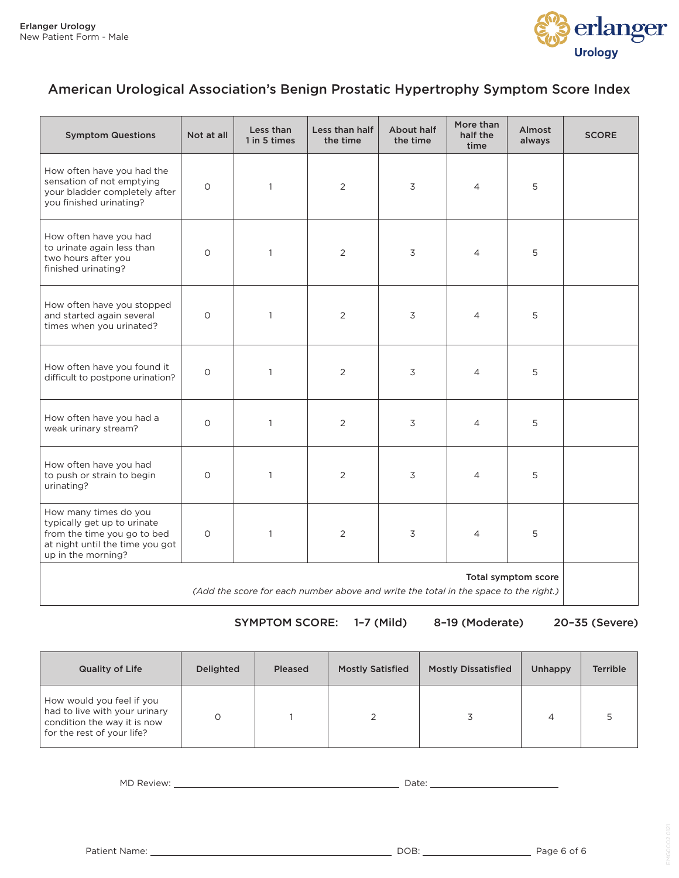# American Urological Association's Benign Prostatic Hypertrophy Symptom Score Index

| Symptom Questions | Not at all | Less than 1 in 5 times | Less than half the time | About half the time | More than half the time | Almost always | SCORE |
|---|---|---|---|---|---|---|---|
| How often have you had the sensation of not emptying your bladder completely after you finished urinating? | 0 | 1 | 2 | 3 | 4 | 5 | |
| How often have you had to urinate again less than two hours after you finished urinating? | 0 | 1 | 2 | 3 | 4 | 5 | |
| How often have you stopped and started again several times when you urinated? | 0 | 1 | 2 | 3 | 4 | 5 | |
| How often have you found it difficult to postpone urination? | 0 | 1 | 2 | 3 | 4 | 5 | |
| How often have you had a weak urinary stream? | 0 | 1 | 2 | 3 | 4 | 5 | |
| How often have you had to push or strain to begin urinating? | 0 | 1 | 2 | 3 | 4 | 5 | |
| How many times do you typically get up to urinate from the time you go to bed at night until the time you got up in the morning? | 0 | 1 | 2 | 3 | 4 | 5 | |
| **Total symptom score** *(Add the score for each number above and write the total in the space to the right.)* | | | | | | | |

**SYMPTOM SCORE: 1–7 (Mild) 8–19 (Moderate) 20–35 (Severe)**

| Quality of Life | Delighted | Pleased | Mostly Satisfied | Mostly Dissatisfied | Unhappy | Terrible |
|---|---|---|---|---|---|---|
| How would you feel if you had to live with your urinary condition the way it is now for the rest of your life? | 0 | 1 | 2 | 3 | 4 | 5 |

MD Review: ______________________ Date: ______________

Patient Name: ______________________ DOB: ______________